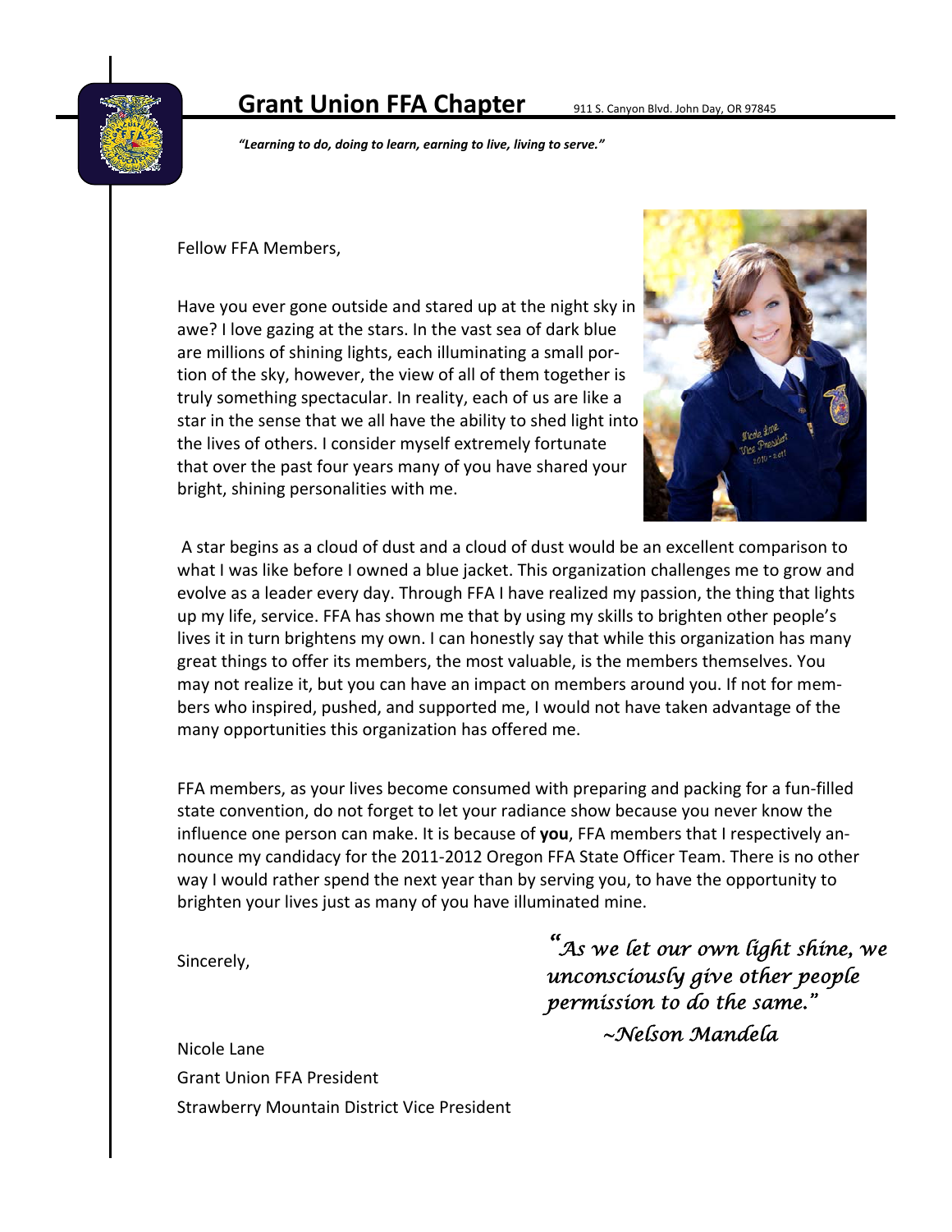# Grant Union FFA Chapter

911 S. Canyon Blvd. John Day, OR 97845

*"Learning to do, doing to learn, earning to live, living to serve."*

Fellow FFA Members,

Have you ever gone outside and stared up at the night sky in awe? I love gazing at the stars. In the vast sea of dark blue are millions of shining lights, each illuminating a small portion of the sky, however, the view of all of them together is truly something spectacular. In reality, each of us are like a star in the sense that we all have the ability to shed light into the lives of others. I consider myself extremely fortunate that over the past four years many of you have shared your bright, shining personalities with me.

A star begins as a cloud of dust and a cloud of dust would be an excellent comparison to what I was like before I owned a blue jacket. This organization challenges me to grow and evolve as a leader every day. Through FFA I have realized my passion, the thing that lights up my life, service. FFA has shown me that by using my skills to brighten other people's lives it in turn brightens my own. I can honestly say that while this organization has many great things to offer its members, the most valuable, is the members themselves. You may not realize it, but you can have an impact on members around you. If not for members who inspired, pushed, and supported me, I would not have taken advantage of the many opportunities this organization has offered me.

FFA members, as your lives become consumed with preparing and packing for a fun-filled state convention, do not forget to let your radiance show because you never know the influence one person can make. It is because of **you**, FFA members that I respectively announce my candidacy for the 2011-2012 Oregon FFA State Officer Team. There is no other way I would rather spend the next year than by serving you, to have the opportunity to brighten your lives just as many of you have illuminated mine.

Sincerely,

Nicole Lane
Grant Union FFA President
Strawberry Mountain District Vice President

*"As we let our own light shine, we unconsciously give other people permission to do the same."*
*~Nelson Mandela*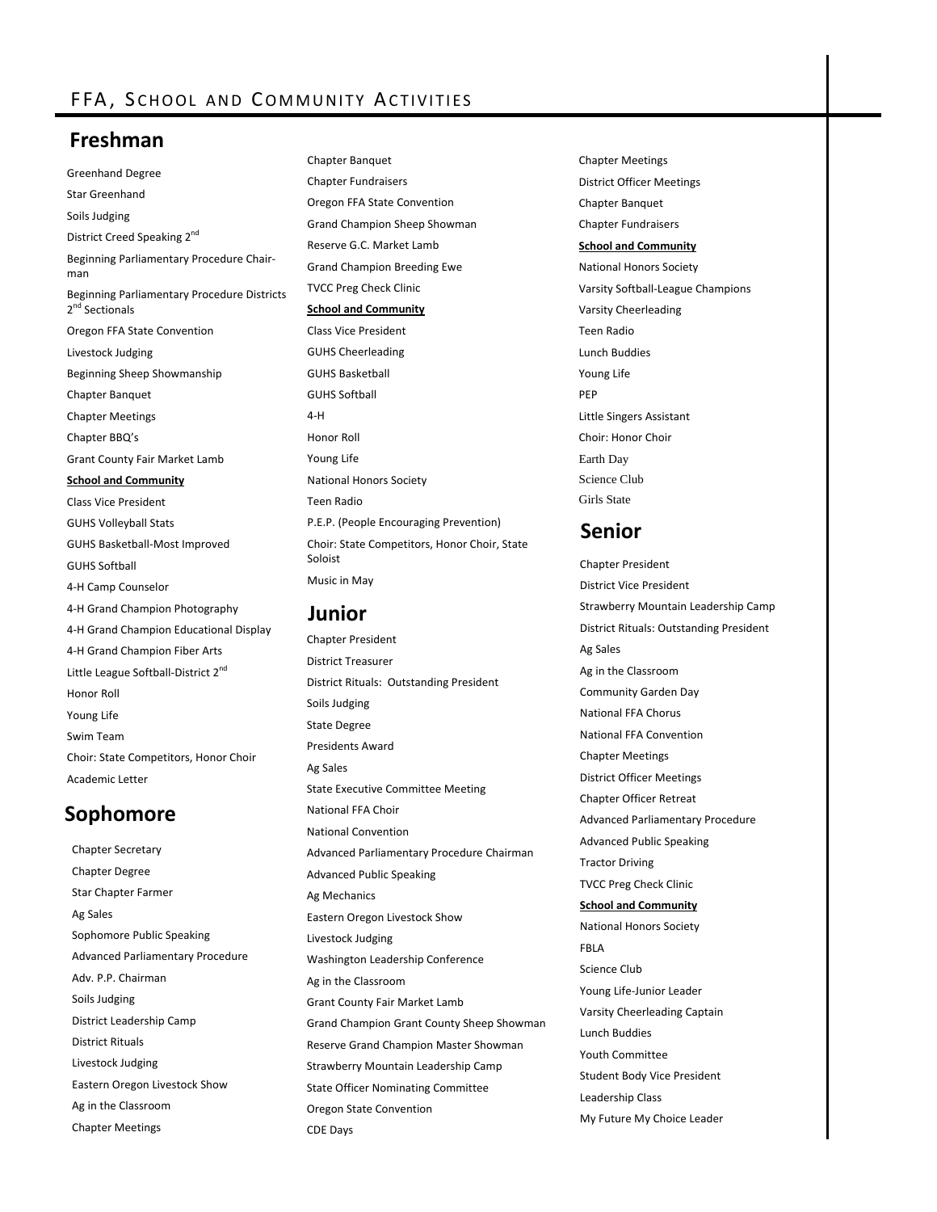## FFA, School and Community Activities

### Freshman

Greenhand Degree

Star Greenhand

Soils Judging

District Creed Speaking 2nd

Beginning Parliamentary Procedure Chairman

Beginning Parliamentary Procedure Districts 2nd Sectionals

Oregon FFA State Convention

Livestock Judging

Beginning Sheep Showmanship

Chapter Banquet

Chapter Meetings

Chapter BBQ's

Grant County Fair Market Lamb

**School and Community**

Class Vice President

GUHS Volleyball Stats

GUHS Basketball-Most Improved

GUHS Softball

4-H Camp Counselor

4-H Grand Champion Photography

4-H Grand Champion Educational Display

4-H Grand Champion Fiber Arts

Little League Softball-District 2nd

Honor Roll

Young Life

Swim Team

Choir: State Competitors, Honor Choir

Academic Letter

### Sophomore

Chapter Secretary

Chapter Degree

Star Chapter Farmer

Ag Sales

Sophomore Public Speaking

Advanced Parliamentary Procedure

Adv. P.P. Chairman

Soils Judging

District Leadership Camp

District Rituals

Livestock Judging

Eastern Oregon Livestock Show

Ag in the Classroom

Chapter Meetings

Chapter Banquet

Chapter Fundraisers

Oregon FFA State Convention

Grand Champion Sheep Showman

Reserve G.C. Market Lamb

Grand Champion Breeding Ewe

TVCC Preg Check Clinic

**School and Community**

Class Vice President

GUHS Cheerleading

GUHS Basketball

GUHS Softball

4-H

Honor Roll

Young Life

National Honors Society

Teen Radio

P.E.P. (People Encouraging Prevention)

Choir: State Competitors, Honor Choir, State Soloist

Music in May

### Junior

Chapter President

District Treasurer

District Rituals: Outstanding President

Soils Judging

State Degree

Presidents Award

Ag Sales

State Executive Committee Meeting

National FFA Choir

National Convention

Advanced Parliamentary Procedure Chairman

Advanced Public Speaking

Ag Mechanics

Eastern Oregon Livestock Show

Livestock Judging

Washington Leadership Conference

Ag in the Classroom

Grant County Fair Market Lamb

Grand Champion Grant County Sheep Showman

Reserve Grand Champion Master Showman

Strawberry Mountain Leadership Camp

State Officer Nominating Committee

Oregon State Convention

CDE Days

Chapter Meetings

District Officer Meetings

Chapter Banquet

Chapter Fundraisers

**School and Community**

National Honors Society

Varsity Softball-League Champions

Varsity Cheerleading

Teen Radio

Lunch Buddies

Young Life

PEP

Little Singers Assistant

Choir: Honor Choir

Earth Day

Science Club

Girls State

### Senior

Chapter President

District Vice President

Strawberry Mountain Leadership Camp

District Rituals: Outstanding President

Ag Sales

Ag in the Classroom

Community Garden Day

National FFA Chorus

National FFA Convention

Chapter Meetings

District Officer Meetings

Chapter Officer Retreat

Advanced Parliamentary Procedure

Advanced Public Speaking

Tractor Driving

TVCC Preg Check Clinic

**School and Community**

National Honors Society

FBLA

Science Club

Young Life-Junior Leader

Varsity Cheerleading Captain

Lunch Buddies

Youth Committee

Student Body Vice President

Leadership Class

My Future My Choice Leader